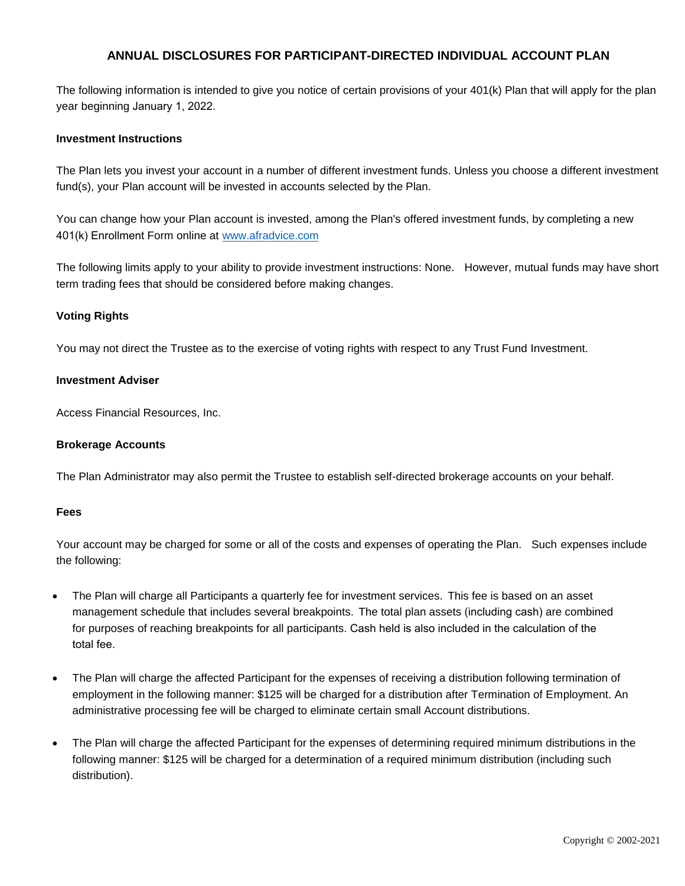# ANNUAL DISCLOSURES FOR PARTICIPANT-DIRECTED INDIVIDUAL ACCOUNT PLAN

The following information is intended to give you notice of certain provisions of your 401(k) Plan that will apply for the plan year beginning January 1, 2022.

**Investment Instructions**

The Plan lets you invest your account in a number of different investment funds. Unless you choose a different investment fund(s), your Plan account will be invested in accounts selected by the Plan.

You can change how your Plan account is invested, among the Plan's offered investment funds, by completing a new 401(k) Enrollment Form online at [www.afradvice.com](http://www.afradvice.com)

The following limits apply to your ability to provide investment instructions: None. However, mutual funds may have short term trading fees that should be considered before making changes.

**Voting Rights**

You may not direct the Trustee as to the exercise of voting rights with respect to any Trust Fund Investment.

**Investment Adviser**

Access Financial Resources, Inc.

**Brokerage Accounts**

The Plan Administrator may also permit the Trustee to establish self-directed brokerage accounts on your behalf.

**Fees**

Your account may be charged for some or all of the costs and expenses of operating the Plan. Such expenses include the following:

- The Plan will charge all Participants a quarterly fee for investment services. This fee is based on an asset management schedule that includes several breakpoints. The total plan assets (including cash) are combined for purposes of reaching breakpoints for all participants. Cash held is also included in the calculation of the total fee.

- The Plan will charge the affected Participant for the expenses of receiving a distribution following termination of employment in the following manner: $125 will be charged for a distribution after Termination of Employment. An administrative processing fee will be charged to eliminate certain small Account distributions.

- The Plan will charge the affected Participant for the expenses of determining required minimum distributions in the following manner: $125 will be charged for a determination of a required minimum distribution (including such distribution).

Copyright © 2002-2021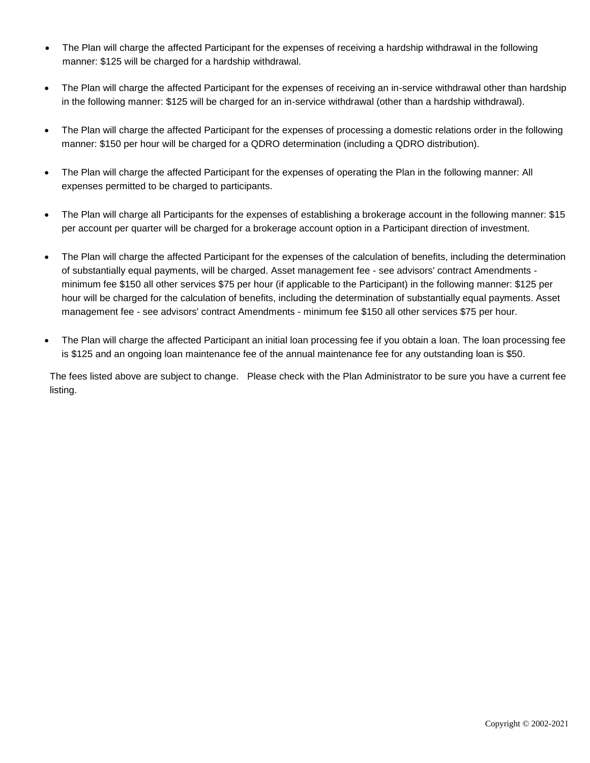- The Plan will charge the affected Participant for the expenses of receiving a hardship withdrawal in the following manner: $125 will be charged for a hardship withdrawal.

- The Plan will charge the affected Participant for the expenses of receiving an in-service withdrawal other than hardship in the following manner: $125 will be charged for an in-service withdrawal (other than a hardship withdrawal).

- The Plan will charge the affected Participant for the expenses of processing a domestic relations order in the following manner: $150 per hour will be charged for a QDRO determination (including a QDRO distribution).

- The Plan will charge the affected Participant for the expenses of operating the Plan in the following manner: All expenses permitted to be charged to participants.

- The Plan will charge all Participants for the expenses of establishing a brokerage account in the following manner: $15 per account per quarter will be charged for a brokerage account option in a Participant direction of investment.

- The Plan will charge the affected Participant for the expenses of the calculation of benefits, including the determination of substantially equal payments, will be charged. Asset management fee - see advisors' contract Amendments - minimum fee $150 all other services $75 per hour (if applicable to the Participant) in the following manner: $125 per hour will be charged for the calculation of benefits, including the determination of substantially equal payments. Asset management fee - see advisors' contract Amendments - minimum fee $150 all other services $75 per hour.

- The Plan will charge the affected Participant an initial loan processing fee if you obtain a loan. The loan processing fee is $125 and an ongoing loan maintenance fee of the annual maintenance fee for any outstanding loan is $50.

The fees listed above are subject to change. Please check with the Plan Administrator to be sure you have a current fee listing.

Copyright © 2002-2021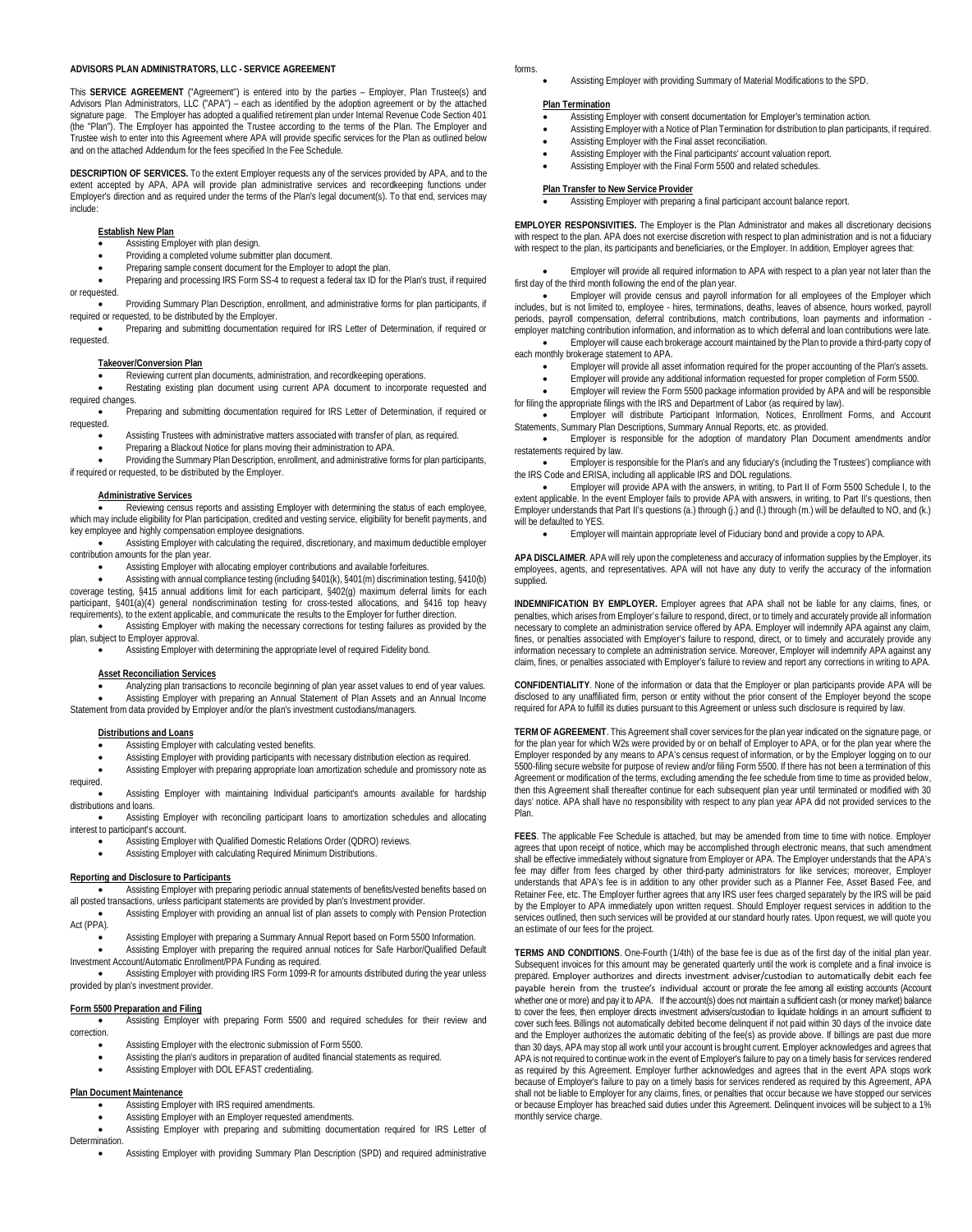# ADVISORS PLAN ADMINISTRATORS, LLC - SERVICE AGREEMENT

This **SERVICE AGREEMENT** ("Agreement") is entered into by the parties – Employer, Plan Trustee(s) and Advisors Plan Administrators, LLC ("APA") – each as identified by the adoption agreement or by the attached signature page. The Employer has adopted a qualified retirement plan under Internal Revenue Code Section 401 (the "Plan"). The Employer has appointed the Trustee according to the terms of the Plan. The Employer and Trustee wish to enter into this Agreement where APA will provide specific services for the Plan as outlined below and on the attached Addendum for the fees specified In the Fee Schedule.

**DESCRIPTION OF SERVICES.** To the extent Employer requests any of the services provided by APA, and to the extent accepted by APA, APA will provide plan administrative services and recordkeeping functions under Employer's direction and as required under the terms of the Plan's legal document(s). To that end, services may include:

**Establish New Plan**

- Assisting Employer with plan design.
- Providing a completed volume submitter plan document.
- Preparing sample consent document for the Employer to adopt the plan.
- Preparing and processing IRS Form SS-4 to request a federal tax ID for the Plan's trust, if required or requested.
- Providing Summary Plan Description, enrollment, and administrative forms for plan participants, if required or requested, to be distributed by the Employer.
- Preparing and submitting documentation required for IRS Letter of Determination, if required or requested.

**Takeover/Conversion Plan**

- Reviewing current plan documents, administration, and recordkeeping operations.
- Restating existing plan document using current APA document to incorporate requested and required changes.
- Preparing and submitting documentation required for IRS Letter of Determination, if required or requested.
- Assisting Trustees with administrative matters associated with transfer of plan, as required.
- Preparing a Blackout Notice for plans moving their administration to APA.
- Providing the Summary Plan Description, enrollment, and administrative forms for plan participants, if required or requested, to be distributed by the Employer.

**Administrative Services**

- Reviewing census reports and assisting Employer with determining the status of each employee, which may include eligibility for Plan participation, credited and vesting service, eligibility for benefit payments, and key employee and highly compensation employee designations.
- Assisting Employer with calculating the required, discretionary, and maximum deductible employer contribution amounts for the plan year.
- Assisting Employer with allocating employer contributions and available forfeitures.
- Assisting with annual compliance testing (including §401(k), §401(m) discrimination testing, §410(b) coverage testing, §415 annual additions limit for each participant, §402(g) maximum deferral limits for each participant, §401(a)(4) general nondiscrimination testing for cross-tested allocations, and §416 top heavy requirements), to the extent applicable, and communicate the results to the Employer for further direction.
- Assisting Employer with making the necessary corrections for testing failures as provided by the plan, subject to Employer approval.
- Assisting Employer with determining the appropriate level of required Fidelity bond.

**Asset Reconciliation Services**

- Analyzing plan transactions to reconcile beginning of plan year asset values to end of year values.
- Assisting Employer with preparing an Annual Statement of Plan Assets and an Annual Income Statement from data provided by Employer and/or the plan's investment custodians/managers.

**Distributions and Loans**

- Assisting Employer with calculating vested benefits.
- Assisting Employer with providing participants with necessary distribution election as required.
- Assisting Employer with preparing appropriate loan amortization schedule and promissory note as required.
- Assisting Employer with maintaining Individual participant's amounts available for hardship distributions and loans.
- Assisting Employer with reconciling participant loans to amortization schedules and allocating interest to participant's account.
- Assisting Employer with Qualified Domestic Relations Order (QDRO) reviews.
- Assisting Employer with calculating Required Minimum Distributions.

**Reporting and Disclosure to Participants**

- Assisting Employer with preparing periodic annual statements of benefits/vested benefits based on all posted transactions, unless participant statements are provided by plan's Investment provider.
- Assisting Employer with providing an annual list of plan assets to comply with Pension Protection Act (PPA).
- Assisting Employer with preparing a Summary Annual Report based on Form 5500 Information.
- Assisting Employer with preparing the required annual notices for Safe Harbor/Qualified Default Investment Account/Automatic Enrollment/PPA Funding as required.
- Assisting Employer with providing IRS Form 1099-R for amounts distributed during the year unless provided by plan's investment provider.

**Form 5500 Preparation and Filing**

- Assisting Employer with preparing Form 5500 and required schedules for their review and correction.
- Assisting Employer with the electronic submission of Form 5500.
- Assisting the plan's auditors in preparation of audited financial statements as required.
- Assisting Employer with DOL EFAST credentialing.

**Plan Document Maintenance**

- Assisting Employer with IRS required amendments.
- Assisting Employer with an Employer requested amendments.
- Assisting Employer with preparing and submitting documentation required for IRS Letter of Determination.
- Assisting Employer with providing Summary Plan Description (SPD) and required administrative forms.
- Assisting Employer with providing Summary of Material Modifications to the SPD.

**Plan Termination**

- Assisting Employer with consent documentation for Employer's termination action.
- Assisting Employer with a Notice of Plan Termination for distribution to plan participants, if required.
- Assisting Employer with the Final asset reconciliation.
- Assisting Employer with the Final participants' account valuation report.
- Assisting Employer with the Final Form 5500 and related schedules.

**Plan Transfer to New Service Provider**

- Assisting Employer with preparing a final participant account balance report.

**EMPLOYER RESPONSIVITIES.** The Employer is the Plan Administrator and makes all discretionary decisions with respect to the plan. APA does not exercise discretion with respect to plan administration and is not a fiduciary with respect to the plan, its participants and beneficiaries, or the Employer. In addition, Employer agrees that:

- Employer will provide all required information to APA with respect to a plan year not later than the first day of the third month following the end of the plan year.
- Employer will provide census and payroll information for all employees of the Employer which includes, but is not limited to, employee - hires, terminations, deaths, leaves of absence, hours worked, payroll periods, payroll compensation, deferral contributions, match contributions, loan payments and information - employer matching contribution information, and information as to which deferral and loan contributions were late.
- Employer will cause each brokerage account maintained by the Plan to provide a third-party copy of each monthly brokerage statement to APA.
- Employer will provide all asset information required for the proper accounting of the Plan's assets.
- Employer will provide any additional information requested for proper completion of Form 5500.
- Employer will review the Form 5500 package information provided by APA and will be responsible for filing the appropriate filings with the IRS and Department of Labor (as required by law).
- Employer will distribute Participant Information, Notices, Enrollment Forms, and Account Statements, Summary Plan Descriptions, Summary Annual Reports, etc. as provided.
- Employer is responsible for the adoption of mandatory Plan Document amendments and/or restatements required by law.
- Employer is responsible for the Plan's and any fiduciary's (including the Trustees') compliance with the IRS Code and ERISA, including all applicable IRS and DOL regulations.
- Employer will provide APA with the answers, in writing, to Part II of Form 5500 Schedule I, to the extent applicable. In the event Employer fails to provide APA with answers, in writing, to Part II's questions, then Employer understands that Part II's questions (a.) through (j.) and (l.) through (m.) will be defaulted to NO, and (k.) will be defaulted to YES.
- Employer will maintain appropriate level of Fiduciary bond and provide a copy to APA.

**APA DISCLAIMER**. APA will rely upon the completeness and accuracy of information supplies by the Employer, its employees, agents, and representatives. APA will not have any duty to verify the accuracy of the information supplied.

**INDEMNIFICATION BY EMPLOYER.** Employer agrees that APA shall not be liable for any claims, fines, or penalties, which arises from Employer's failure to respond, direct, or to timely and accurately provide all information necessary to complete an administration service offered by APA. Employer will indemnify APA against any claim, fines, or penalties associated with Employer's failure to respond, direct, or to timely and accurately provide any information necessary to complete an administration service. Moreover, Employer will indemnify APA against any claim, fines, or penalties associated with Employer's failure to review and report any corrections in writing to APA.

**CONFIDENTIALITY**. None of the information or data that the Employer or plan participants provide APA will be disclosed to any unaffiliated firm, person or entity without the prior consent of the Employer beyond the scope required for APA to fulfill its duties pursuant to this Agreement or unless such disclosure is required by law.

**TERM OF AGREEMENT**. This Agreement shall cover services for the plan year indicated on the signature page, or for the plan year for which W2s were provided by or on behalf of Employer to APA, or for the plan year where the Employer responded by any means to APA's census request of information, or by the Employer logging on to our 5500-filing secure website for purpose of review and/or filing Form 5500. If there has not been a termination of this Agreement or modification of the terms, excluding amending the fee schedule from time to time as provided below, then this Agreement shall thereafter continue for each subsequent plan year until terminated or modified with 30 days' notice. APA shall have no responsibility with respect to any plan year APA did not provided services to the Plan.

**FEES**. The applicable Fee Schedule is attached, but may be amended from time to time with notice. Employer agrees that upon receipt of notice, which may be accomplished through electronic means, that such amendment shall be effective immediately without signature from Employer or APA. The Employer understands that the APA's fee may differ from fees charged by other third-party administrators for like services; moreover, Employer understands that APA's fee is in addition to any other provider such as a Planner Fee, Asset Based Fee, and Retainer Fee, etc. The Employer further agrees that any IRS user fees charged separately by the IRS will be paid by the Employer to APA immediately upon written request. Should Employer request services in addition to the services outlined, then such services will be provided at our standard hourly rates. Upon request, we will quote you an estimate of our fees for the project.

**TERMS AND CONDITIONS**. One-Fourth (1/4th) of the base fee is due as of the first day of the initial plan year. Subsequent invoices for this amount may be generated quarterly until the work is complete and a final invoice is prepared. Employer authorizes and directs investment adviser/custodian to automatically debit each fee payable herein from the trustee's individual account or prorate the fee among all existing accounts (Account whether one or more) and pay it to APA. If the account(s) does not maintain a sufficient cash (or money market) balance to cover the fees, then employer directs investment advisers/custodian to liquidate holdings in an amount sufficient to cover such fees. Billings not automatically debited become delinquent if not paid within 30 days of the invoice date and the Employer authorizes the automatic debiting of the fee(s) as provide above. If billings are past due more than 30 days, APA may stop all work until your account is brought current. Employer acknowledges and agrees that APA is not required to continue work in the event of Employer's failure to pay on a timely basis for services rendered as required by this Agreement. Employer further acknowledges and agrees that in the event APA stops work because of Employer's failure to pay on a timely basis for services rendered as required by this Agreement, APA shall not be liable to Employer for any claims, fines, or penalties that occur because we have stopped our services or because Employer has breached said duties under this Agreement. Delinquent invoices will be subject to a 1% monthly service charge.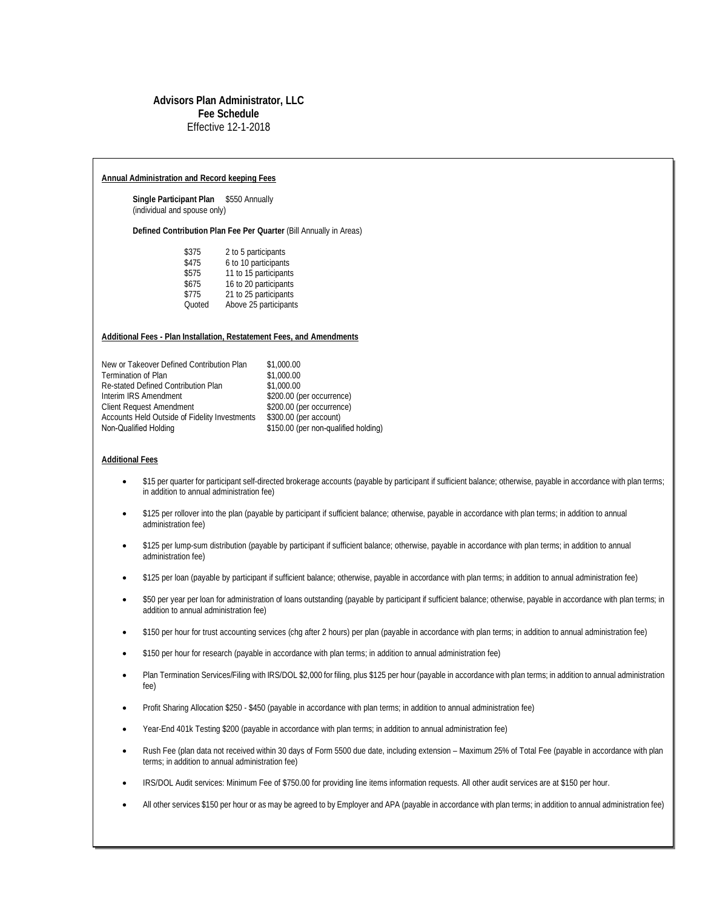# Advisors Plan Administrator, LLC

**Fee Schedule**

Effective 12-1-2018

**Annual Administration and Record keeping Fees**

**Single Participant Plan** $550 Annually
(individual and spouse only)

**Defined Contribution Plan Fee Per Quarter** (Bill Annually in Areas)

| | |
|---|---|
| $375 | 2 to 5 participants |
| $475 | 6 to 10 participants |
| $575 | 11 to 15 participants |
| $675 | 16 to 20 participants |
| $775 | 21 to 25 participants |
| Quoted | Above 25 participants |

**Additional Fees - Plan Installation, Restatement Fees, and Amendments**

| | |
|---|---|
| New or Takeover Defined Contribution Plan | $1,000.00 |
| Termination of Plan | $1,000.00 |
| Re-stated Defined Contribution Plan | $1,000.00 |
| Interim IRS Amendment | $200.00 (per occurrence) |
| Client Request Amendment | $200.00 (per occurrence) |
| Accounts Held Outside of Fidelity Investments | $300.00 (per account) |
| Non-Qualified Holding | $150.00 (per non-qualified holding) |

**Additional Fees**

- $15 per quarter for participant self-directed brokerage accounts (payable by participant if sufficient balance; otherwise, payable in accordance with plan terms; in addition to annual administration fee)
- $125 per rollover into the plan (payable by participant if sufficient balance; otherwise, payable in accordance with plan terms; in addition to annual administration fee)
- $125 per lump-sum distribution (payable by participant if sufficient balance; otherwise, payable in accordance with plan terms; in addition to annual administration fee)
- $125 per loan (payable by participant if sufficient balance; otherwise, payable in accordance with plan terms; in addition to annual administration fee)
- $50 per year per loan for administration of loans outstanding (payable by participant if sufficient balance; otherwise, payable in accordance with plan terms; in addition to annual administration fee)
- $150 per hour for trust accounting services (chg after 2 hours) per plan (payable in accordance with plan terms; in addition to annual administration fee)
- $150 per hour for research (payable in accordance with plan terms; in addition to annual administration fee)
- Plan Termination Services/Filing with IRS/DOL $2,000 for filing, plus $125 per hour (payable in accordance with plan terms; in addition to annual administration fee)
- Profit Sharing Allocation $250 - $450 (payable in accordance with plan terms; in addition to annual administration fee)
- Year-End 401k Testing $200 (payable in accordance with plan terms; in addition to annual administration fee)
- Rush Fee (plan data not received within 30 days of Form 5500 due date, including extension – Maximum 25% of Total Fee (payable in accordance with plan terms; in addition to annual administration fee)
- IRS/DOL Audit services: Minimum Fee of $750.00 for providing line items information requests. All other audit services are at $150 per hour.
- All other services $150 per hour or as may be agreed to by Employer and APA (payable in accordance with plan terms; in addition to annual administration fee)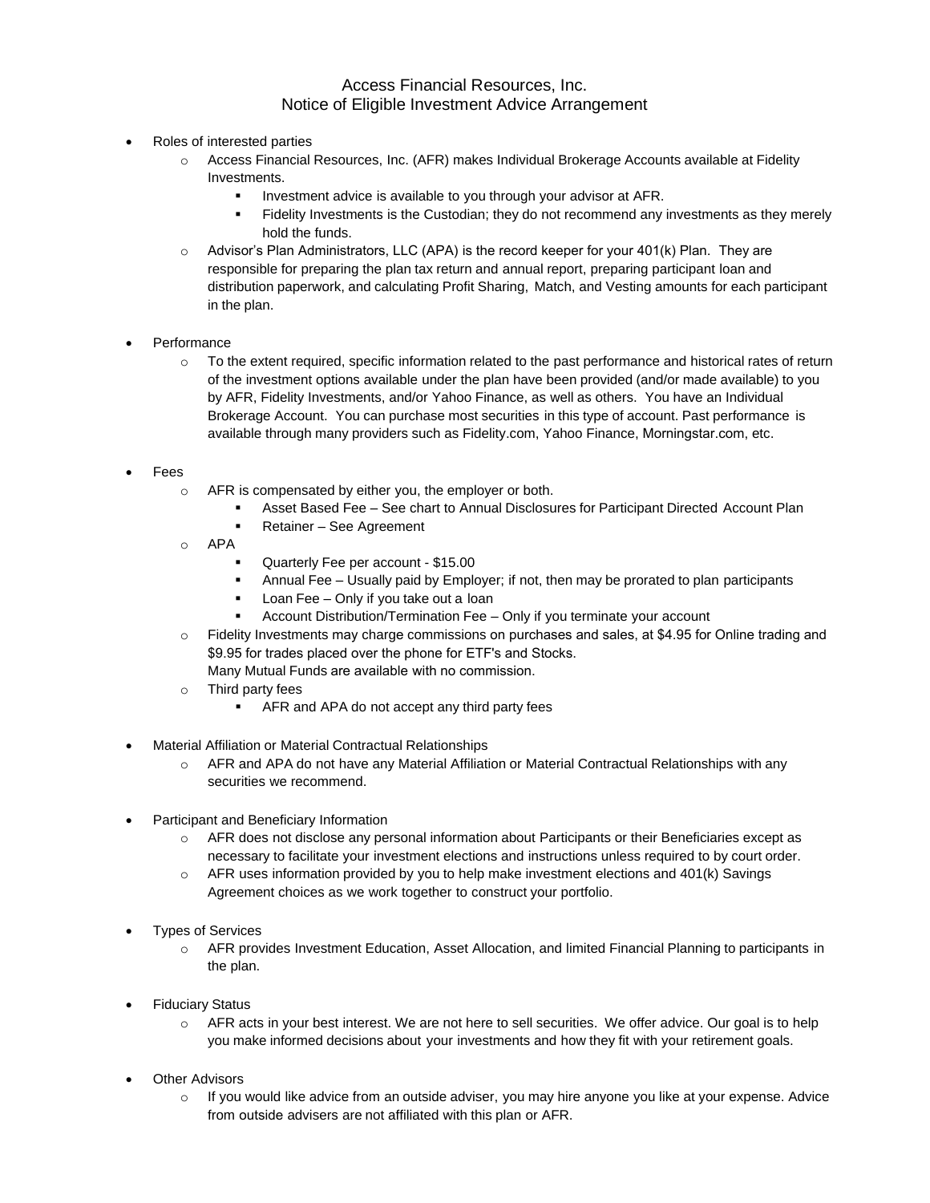# Access Financial Resources, Inc.
## Notice of Eligible Investment Advice Arrangement

- Roles of interested parties
  - Access Financial Resources, Inc. (AFR) makes Individual Brokerage Accounts available at Fidelity Investments.
    - Investment advice is available to you through your advisor at AFR.
    - Fidelity Investments is the Custodian; they do not recommend any investments as they merely hold the funds.
  - Advisor's Plan Administrators, LLC (APA) is the record keeper for your 401(k) Plan. They are responsible for preparing the plan tax return and annual report, preparing participant loan and distribution paperwork, and calculating Profit Sharing, Match, and Vesting amounts for each participant in the plan.

- Performance
  - To the extent required, specific information related to the past performance and historical rates of return of the investment options available under the plan have been provided (and/or made available) to you by AFR, Fidelity Investments, and/or Yahoo Finance, as well as others. You have an Individual Brokerage Account. You can purchase most securities in this type of account. Past performance is available through many providers such as Fidelity.com, Yahoo Finance, Morningstar.com, etc.

- Fees
  - AFR is compensated by either you, the employer or both.
    - Asset Based Fee – See chart to Annual Disclosures for Participant Directed Account Plan
    - Retainer – See Agreement
  - APA
    - Quarterly Fee per account - $15.00
    - Annual Fee – Usually paid by Employer; if not, then may be prorated to plan participants
    - Loan Fee – Only if you take out a loan
    - Account Distribution/Termination Fee – Only if you terminate your account
  - Fidelity Investments may charge commissions on purchases and sales, at $4.95 for Online trading and $9.95 for trades placed over the phone for ETF's and Stocks.  
    Many Mutual Funds are available with no commission.
  - Third party fees
    - AFR and APA do not accept any third party fees

- Material Affiliation or Material Contractual Relationships
  - AFR and APA do not have any Material Affiliation or Material Contractual Relationships with any securities we recommend.

- Participant and Beneficiary Information
  - AFR does not disclose any personal information about Participants or their Beneficiaries except as necessary to facilitate your investment elections and instructions unless required to by court order.
  - AFR uses information provided by you to help make investment elections and 401(k) Savings Agreement choices as we work together to construct your portfolio.

- Types of Services
  - AFR provides Investment Education, Asset Allocation, and limited Financial Planning to participants in the plan.

- Fiduciary Status
  - AFR acts in your best interest. We are not here to sell securities. We offer advice. Our goal is to help you make informed decisions about your investments and how they fit with your retirement goals.

- Other Advisors
  - If you would like advice from an outside adviser, you may hire anyone you like at your expense. Advice from outside advisers are not affiliated with this plan or AFR.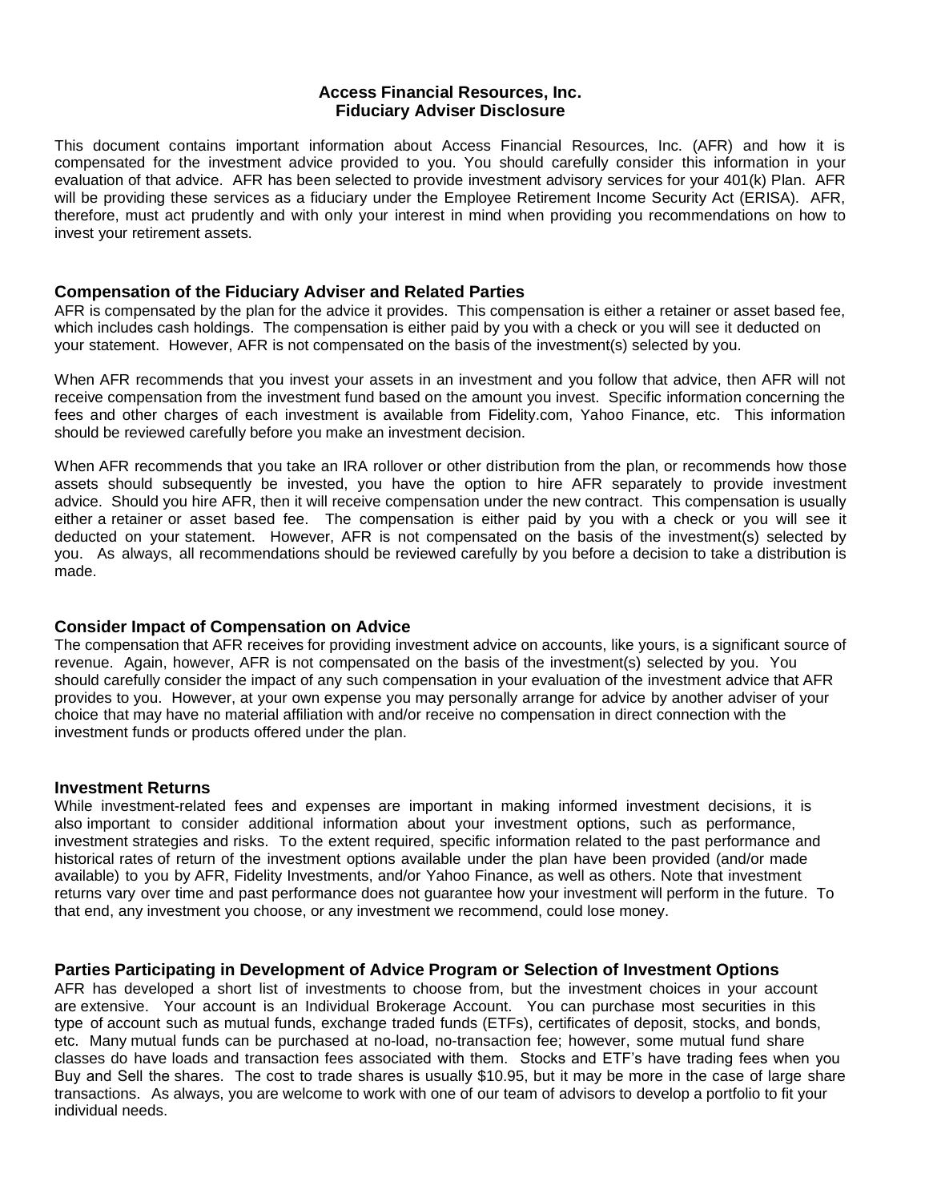# Access Financial Resources, Inc.
# Fiduciary Adviser Disclosure

This document contains important information about Access Financial Resources, Inc. (AFR) and how it is compensated for the investment advice provided to you. You should carefully consider this information in your evaluation of that advice. AFR has been selected to provide investment advisory services for your 401(k) Plan. AFR will be providing these services as a fiduciary under the Employee Retirement Income Security Act (ERISA). AFR, therefore, must act prudently and with only your interest in mind when providing you recommendations on how to invest your retirement assets.

## Compensation of the Fiduciary Adviser and Related Parties

AFR is compensated by the plan for the advice it provides. This compensation is either a retainer or asset based fee, which includes cash holdings. The compensation is either paid by you with a check or you will see it deducted on your statement. However, AFR is not compensated on the basis of the investment(s) selected by you.

When AFR recommends that you invest your assets in an investment and you follow that advice, then AFR will not receive compensation from the investment fund based on the amount you invest. Specific information concerning the fees and other charges of each investment is available from Fidelity.com, Yahoo Finance, etc. This information should be reviewed carefully before you make an investment decision.

When AFR recommends that you take an IRA rollover or other distribution from the plan, or recommends how those assets should subsequently be invested, you have the option to hire AFR separately to provide investment advice. Should you hire AFR, then it will receive compensation under the new contract. This compensation is usually either a retainer or asset based fee. The compensation is either paid by you with a check or you will see it deducted on your statement. However, AFR is not compensated on the basis of the investment(s) selected by you. As always, all recommendations should be reviewed carefully by you before a decision to take a distribution is made.

## Consider Impact of Compensation on Advice

The compensation that AFR receives for providing investment advice on accounts, like yours, is a significant source of revenue. Again, however, AFR is not compensated on the basis of the investment(s) selected by you. You should carefully consider the impact of any such compensation in your evaluation of the investment advice that AFR provides to you. However, at your own expense you may personally arrange for advice by another adviser of your choice that may have no material affiliation with and/or receive no compensation in direct connection with the investment funds or products offered under the plan.

## Investment Returns

While investment-related fees and expenses are important in making informed investment decisions, it is also important to consider additional information about your investment options, such as performance, investment strategies and risks. To the extent required, specific information related to the past performance and historical rates of return of the investment options available under the plan have been provided (and/or made available) to you by AFR, Fidelity Investments, and/or Yahoo Finance, as well as others. Note that investment returns vary over time and past performance does not guarantee how your investment will perform in the future. To that end, any investment you choose, or any investment we recommend, could lose money.

## Parties Participating in Development of Advice Program or Selection of Investment Options

AFR has developed a short list of investments to choose from, but the investment choices in your account are extensive. Your account is an Individual Brokerage Account. You can purchase most securities in this type of account such as mutual funds, exchange traded funds (ETFs), certificates of deposit, stocks, and bonds, etc. Many mutual funds can be purchased at no-load, no-transaction fee; however, some mutual fund share classes do have loads and transaction fees associated with them. Stocks and ETF's have trading fees when you Buy and Sell the shares. The cost to trade shares is usually $10.95, but it may be more in the case of large share transactions. As always, you are welcome to work with one of our team of advisors to develop a portfolio to fit your individual needs.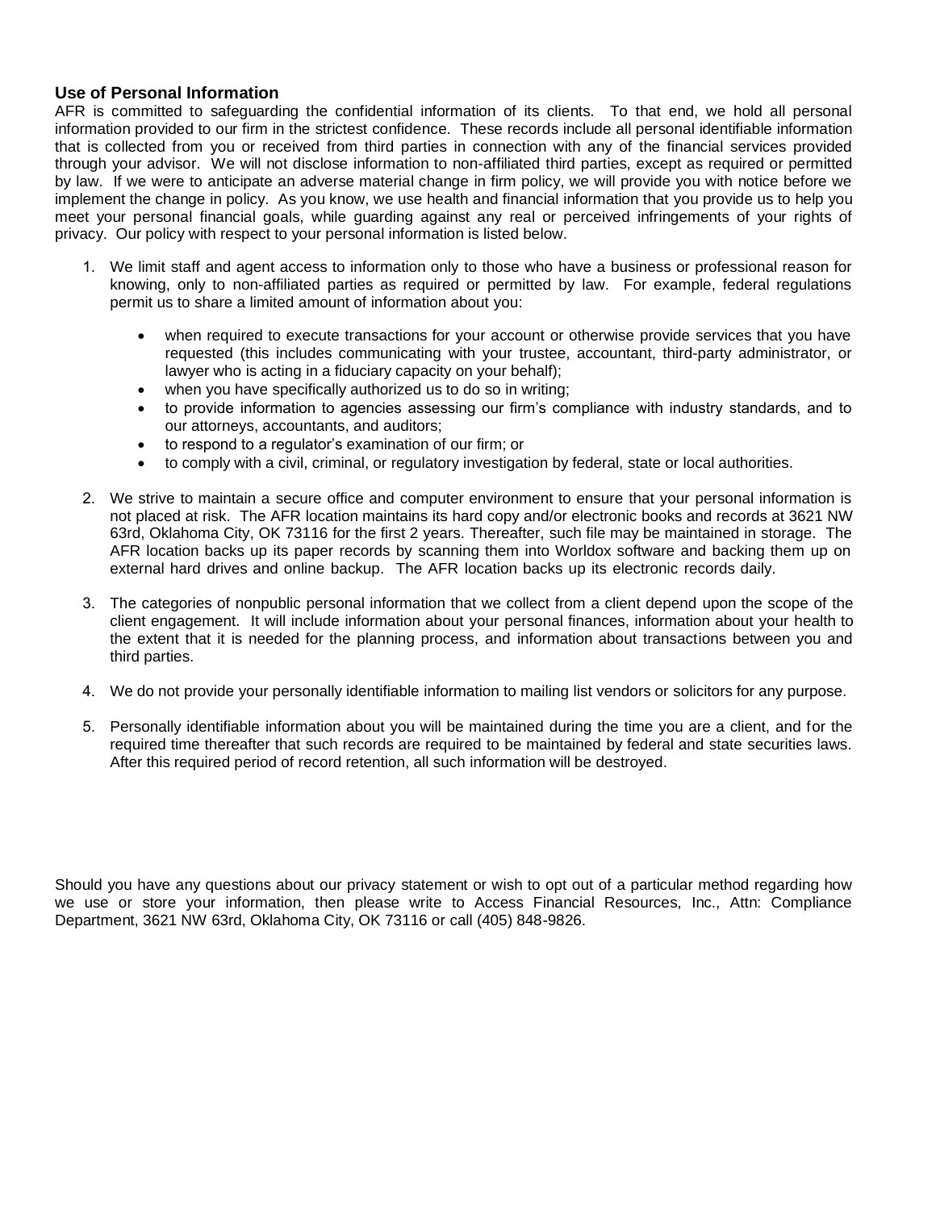## Use of Personal Information

AFR is committed to safeguarding the confidential information of its clients. To that end, we hold all personal information provided to our firm in the strictest confidence. These records include all personal identifiable information that is collected from you or received from third parties in connection with any of the financial services provided through your advisor. We will not disclose information to non-affiliated third parties, except as required or permitted by law. If we were to anticipate an adverse material change in firm policy, we will provide you with notice before we implement the change in policy. As you know, we use health and financial information that you provide us to help you meet your personal financial goals, while guarding against any real or perceived infringements of your rights of privacy. Our policy with respect to your personal information is listed below.

1. We limit staff and agent access to information only to those who have a business or professional reason for knowing, only to non-affiliated parties as required or permitted by law. For example, federal regulations permit us to share a limited amount of information about you:

   - when required to execute transactions for your account or otherwise provide services that you have requested (this includes communicating with your trustee, accountant, third-party administrator, or lawyer who is acting in a fiduciary capacity on your behalf);
   - when you have specifically authorized us to do so in writing;
   - to provide information to agencies assessing our firm's compliance with industry standards, and to our attorneys, accountants, and auditors;
   - to respond to a regulator's examination of our firm; or
   - to comply with a civil, criminal, or regulatory investigation by federal, state or local authorities.

2. We strive to maintain a secure office and computer environment to ensure that your personal information is not placed at risk. The AFR location maintains its hard copy and/or electronic books and records at 3621 NW 63rd, Oklahoma City, OK 73116 for the first 2 years. Thereafter, such file may be maintained in storage. The AFR location backs up its paper records by scanning them into Worldox software and backing them up on external hard drives and online backup. The AFR location backs up its electronic records daily.

3. The categories of nonpublic personal information that we collect from a client depend upon the scope of the client engagement. It will include information about your personal finances, information about your health to the extent that it is needed for the planning process, and information about transactions between you and third parties.

4. We do not provide your personally identifiable information to mailing list vendors or solicitors for any purpose.

5. Personally identifiable information about you will be maintained during the time you are a client, and for the required time thereafter that such records are required to be maintained by federal and state securities laws. After this required period of record retention, all such information will be destroyed.

Should you have any questions about our privacy statement or wish to opt out of a particular method regarding how we use or store your information, then please write to Access Financial Resources, Inc., Attn: Compliance Department, 3621 NW 63rd, Oklahoma City, OK 73116 or call (405) 848-9826.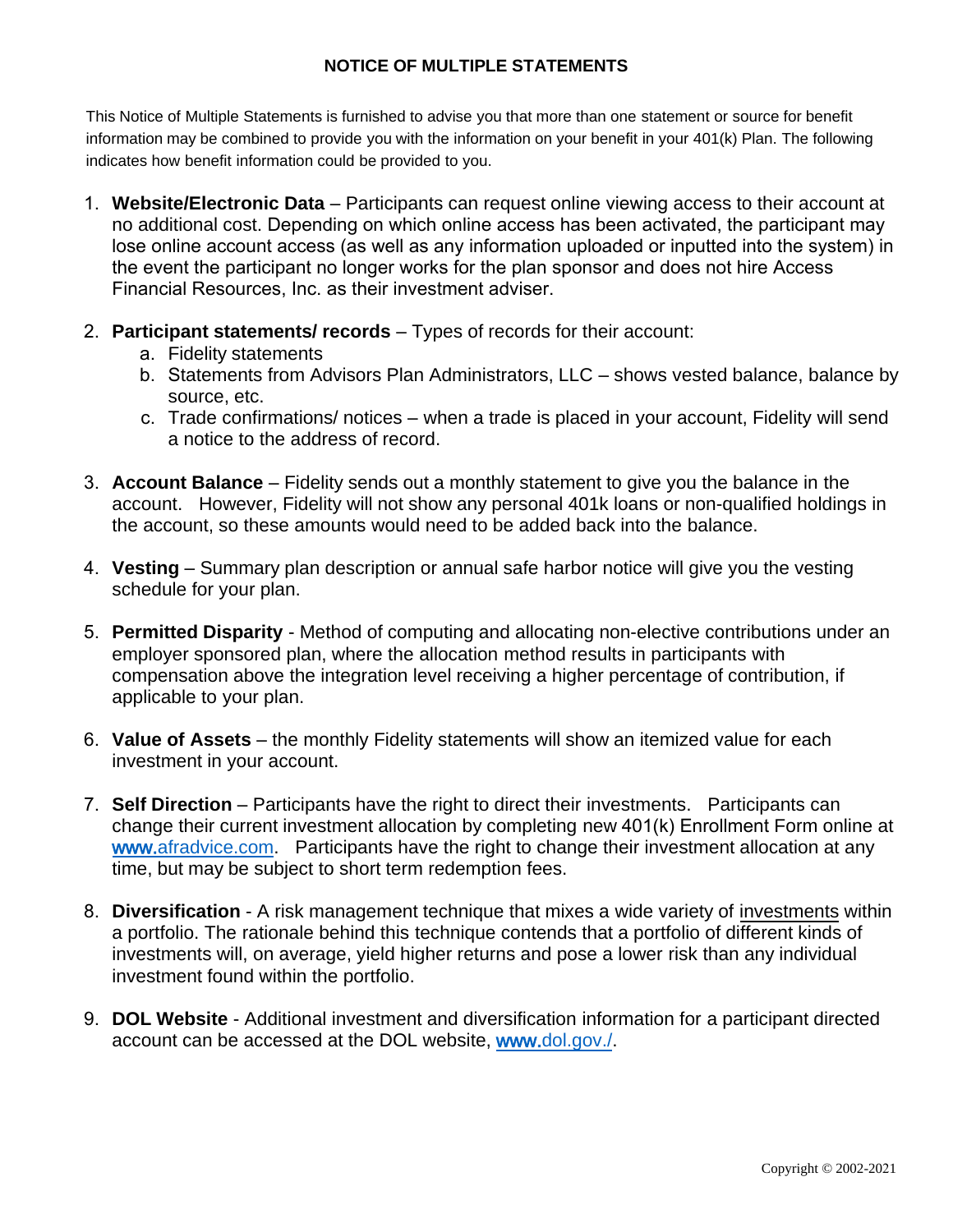# NOTICE OF MULTIPLE STATEMENTS

This Notice of Multiple Statements is furnished to advise you that more than one statement or source for benefit information may be combined to provide you with the information on your benefit in your 401(k) Plan. The following indicates how benefit information could be provided to you.

1. **Website/Electronic Data** – Participants can request online viewing access to their account at no additional cost. Depending on which online access has been activated, the participant may lose online account access (as well as any information uploaded or inputted into the system) in the event the participant no longer works for the plan sponsor and does not hire Access Financial Resources, Inc. as their investment adviser.

2. **Participant statements/ records** – Types of records for their account:
   a. Fidelity statements
   b. Statements from Advisors Plan Administrators, LLC – shows vested balance, balance by source, etc.
   c. Trade confirmations/ notices – when a trade is placed in your account, Fidelity will send a notice to the address of record.

3. **Account Balance** – Fidelity sends out a monthly statement to give you the balance in the account. However, Fidelity will not show any personal 401k loans or non-qualified holdings in the account, so these amounts would need to be added back into the balance.

4. **Vesting** – Summary plan description or annual safe harbor notice will give you the vesting schedule for your plan.

5. **Permitted Disparity** - Method of computing and allocating non-elective contributions under an employer sponsored plan, where the allocation method results in participants with compensation above the integration level receiving a higher percentage of contribution, if applicable to your plan.

6. **Value of Assets** – the monthly Fidelity statements will show an itemized value for each investment in your account.

7. **Self Direction** – Participants have the right to direct their investments. Participants can change their current investment allocation by completing new 401(k) Enrollment Form online at www.afradvice.com. Participants have the right to change their investment allocation at any time, but may be subject to short term redemption fees.

8. **Diversification** - A risk management technique that mixes a wide variety of investments within a portfolio. The rationale behind this technique contends that a portfolio of different kinds of investments will, on average, yield higher returns and pose a lower risk than any individual investment found within the portfolio.

9. **DOL Website** - Additional investment and diversification information for a participant directed account can be accessed at the DOL website, www.dol.gov./.

Copyright © 2002-2021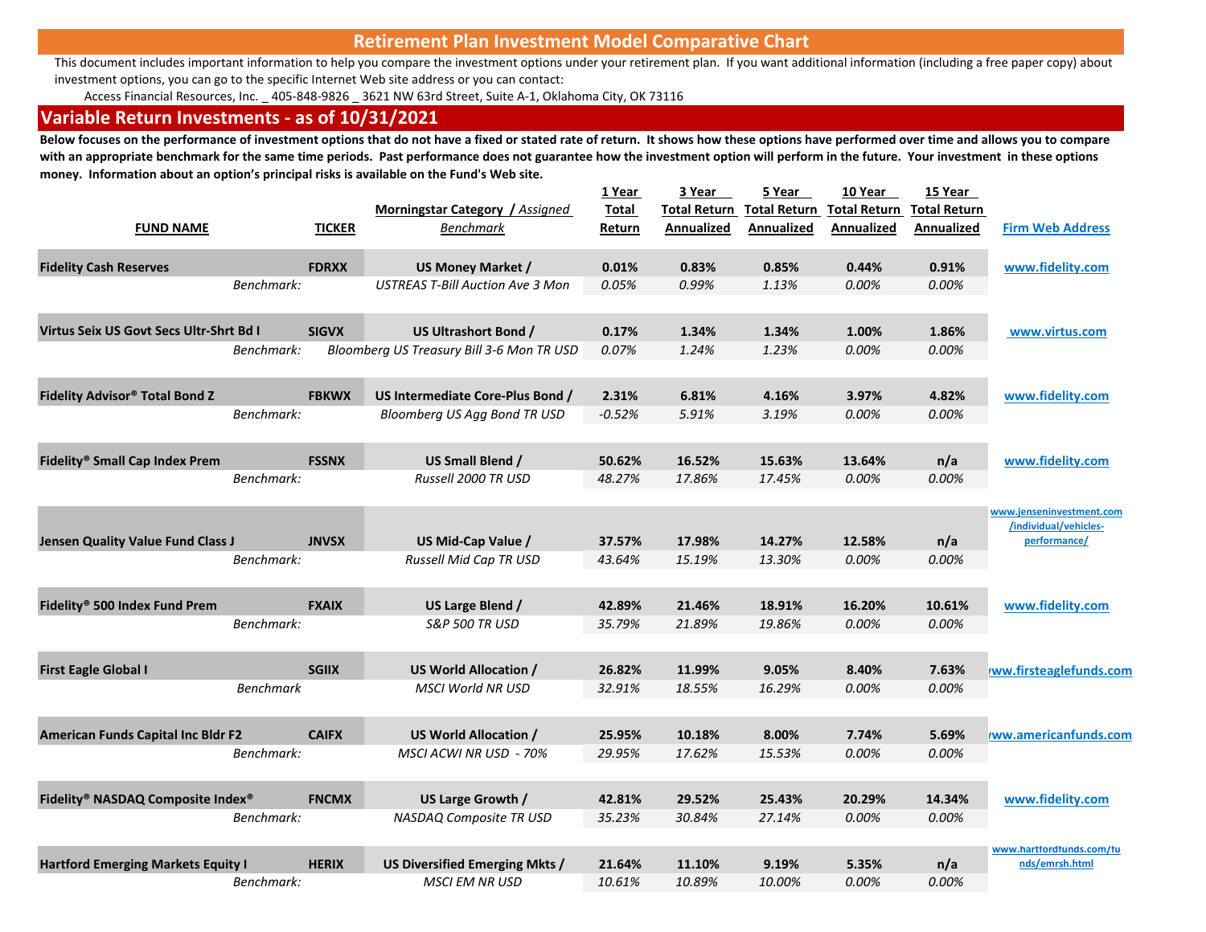# Retirement Plan Investment Model Comparative Chart

This document includes important information to help you compare the investment options under your retirement plan. If you want additional information (including a free paper copy) about investment options, you can go to the specific Internet Web site address or you can contact:

Access Financial Resources, Inc. _ 405-848-9826 _ 3621 NW 63rd Street, Suite A-1, Oklahoma City, OK 73116

## Variable Return Investments - as of 10/31/2021

**Below focuses on the performance of investment options that do not have a fixed or stated rate of return. It shows how these options have performed over time and allows you to compare with an appropriate benchmark for the same time periods. Past performance does not guarantee how the investment option will perform in the future. Your investment in these options money. Information about an option's principal risks is available on the Fund's Web site.**

| FUND NAME | TICKER | Morningstar Category / *Assigned Benchmark* | 1 Year Total Return | 3 Year Total Return Annualized | 5 Year Total Return Annualized | 10 Year Total Return Annualized | 15 Year Total Return Annualized | Firm Web Address |
|---|---|---|---|---|---|---|---|---|
| **Fidelity Cash Reserves** | **FDRXX** | **US Money Market /** | **0.01%** | **0.83%** | **0.85%** | **0.44%** | **0.91%** | www.fidelity.com |
| *Benchmark:* | | *USTREAS T-Bill Auction Ave 3 Mon* | *0.05%* | *0.99%* | *1.13%* | *0.00%* | *0.00%* | |
| **Virtus Seix US Govt Secs Ultr-Shrt Bd I** | **SIGVX** | **US Ultrashort Bond /** | **0.17%** | **1.34%** | **1.34%** | **1.00%** | **1.86%** | www.virtus.com |
| *Benchmark:* | | *Bloomberg US Treasury Bill 3-6 Mon TR USD* | *0.07%* | *1.24%* | *1.23%* | *0.00%* | *0.00%* | |
| **Fidelity Advisor® Total Bond Z** | **FBKWX** | **US Intermediate Core-Plus Bond /** | **2.31%** | **6.81%** | **4.16%** | **3.97%** | **4.82%** | www.fidelity.com |
| *Benchmark:* | | *Bloomberg US Agg Bond TR USD* | *-0.52%* | *5.91%* | *3.19%* | *0.00%* | *0.00%* | |
| **Fidelity® Small Cap Index Prem** | **FSSNX** | **US Small Blend /** | **50.62%** | **16.52%** | **15.63%** | **13.64%** | **n/a** | www.fidelity.com |
| *Benchmark:* | | *Russell 2000 TR USD* | *48.27%* | *17.86%* | *17.45%* | *0.00%* | *0.00%* | |
| **Jensen Quality Value Fund Class J** | **JNVSX** | **US Mid-Cap Value /** | **37.57%** | **17.98%** | **14.27%** | **12.58%** | **n/a** | www.jenseninvestment.com/individual/vehicles-performance/ |
| *Benchmark:* | | *Russell Mid Cap TR USD* | *43.64%* | *15.19%* | *13.30%* | *0.00%* | *0.00%* | |
| **Fidelity® 500 Index Fund Prem** | **FXAIX** | **US Large Blend /** | **42.89%** | **21.46%** | **18.91%** | **16.20%** | **10.61%** | www.fidelity.com |
| *Benchmark:* | | *S&P 500 TR USD* | *35.79%* | *21.89%* | *19.86%* | *0.00%* | *0.00%* | |
| **First Eagle Global I** | **SGIIX** | **US World Allocation /** | **26.82%** | **11.99%** | **9.05%** | **8.40%** | **7.63%** | www.firsteaglefunds.com |
| *Benchmark* | | *MSCI World NR USD* | *32.91%* | *18.55%* | *16.29%* | *0.00%* | *0.00%* | |
| **American Funds Capital Inc Bldr F2** | **CAIFX** | **US World Allocation /** | **25.95%** | **10.18%** | **8.00%** | **7.74%** | **5.69%** | www.americanfunds.com |
| *Benchmark:* | | *MSCI ACWI NR USD - 70%* | *29.95%* | *17.62%* | *15.53%* | *0.00%* | *0.00%* | |
| **Fidelity® NASDAQ Composite Index®** | **FNCMX** | **US Large Growth /** | **42.81%** | **29.52%** | **25.43%** | **20.29%** | **14.34%** | www.fidelity.com |
| *Benchmark:* | | *NASDAQ Composite TR USD* | *35.23%* | *30.84%* | *27.14%* | *0.00%* | *0.00%* | |
| **Hartford Emerging Markets Equity I** | **HERIX** | **US Diversified Emerging Mkts /** | **21.64%** | **11.10%** | **9.19%** | **5.35%** | **n/a** | www.hartfordfunds.com/funds/emrsh.html |
| *Benchmark:* | | *MSCI EM NR USD* | *10.61%* | *10.89%* | *10.00%* | *0.00%* | *0.00%* | |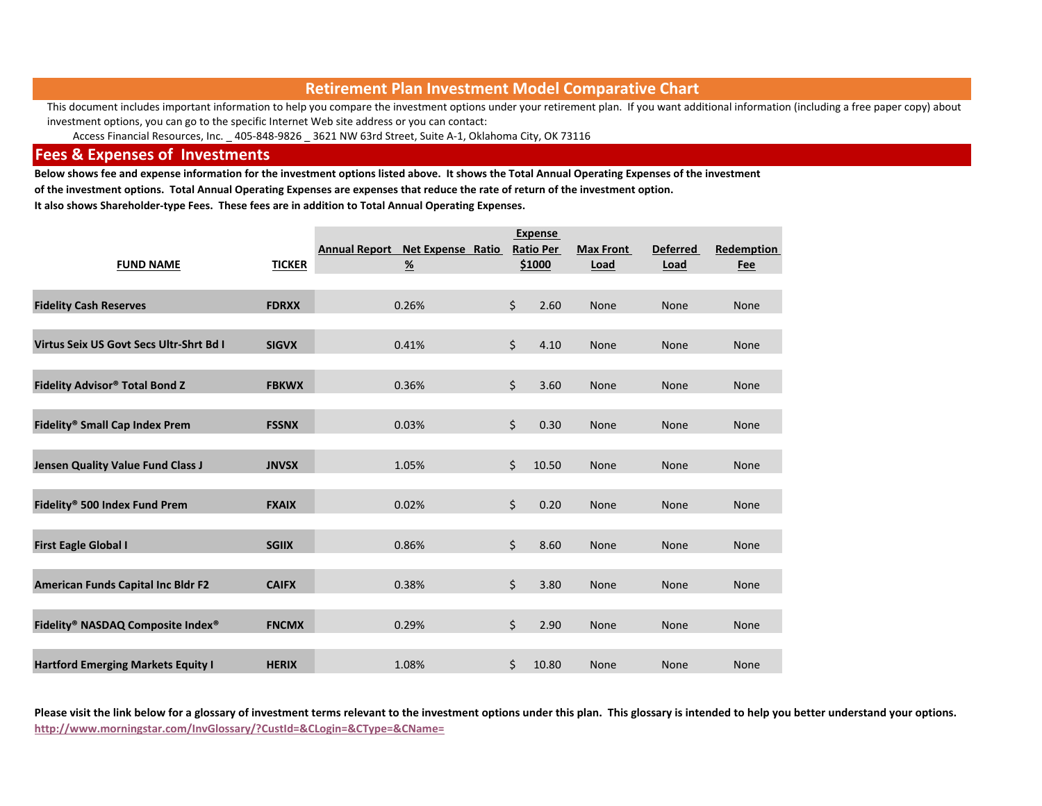## Retirement Plan Investment Model Comparative Chart

This document includes important information to help you compare the investment options under your retirement plan. If you want additional information (including a free paper copy) about investment options, you can go to the specific Internet Web site address or you can contact:

Access Financial Resources, Inc. _ 405-848-9826 _ 3621 NW 63rd Street, Suite A-1, Oklahoma City, OK 73116

## Fees & Expenses of Investments

**Below shows fee and expense information for the investment options listed above. It shows the Total Annual Operating Expenses of the investment of the investment options. Total Annual Operating Expenses are expenses that reduce the rate of return of the investment option. It also shows Shareholder-type Fees. These fees are in addition to Total Annual Operating Expenses.**

| FUND NAME | TICKER | Annual Report Net Expense Ratio % | Expense Ratio Per $1000 | Max Front Load | Deferred Load | Redemption Fee |
|---|---|---|---|---|---|---|
| **Fidelity Cash Reserves** | **FDRXX** | 0.26% | $ 2.60 | None | None | None |
| **Virtus Seix US Govt Secs Ultr-Shrt Bd I** | **SIGVX** | 0.41% | $ 4.10 | None | None | None |
| **Fidelity Advisor® Total Bond Z** | **FBKWX** | 0.36% | $ 3.60 | None | None | None |
| **Fidelity® Small Cap Index Prem** | **FSSNX** | 0.03% | $ 0.30 | None | None | None |
| **Jensen Quality Value Fund Class J** | **JNVSX** | 1.05% | $ 10.50 | None | None | None |
| **Fidelity® 500 Index Fund Prem** | **FXAIX** | 0.02% | $ 0.20 | None | None | None |
| **First Eagle Global I** | **SGIIX** | 0.86% | $ 8.60 | None | None | None |
| **American Funds Capital Inc Bldr F2** | **CAIFX** | 0.38% | $ 3.80 | None | None | None |
| **Fidelity® NASDAQ Composite Index®** | **FNCMX** | 0.29% | $ 2.90 | None | None | None |
| **Hartford Emerging Markets Equity I** | **HERIX** | 1.08% | $ 10.80 | None | None | None |

**Please visit the link below for a glossary of investment terms relevant to the investment options under this plan. This glossary is intended to help you better understand your options.**

http://www.morningstar.com/InvGlossary/?CustId=&CLogin=&CType=&CName=